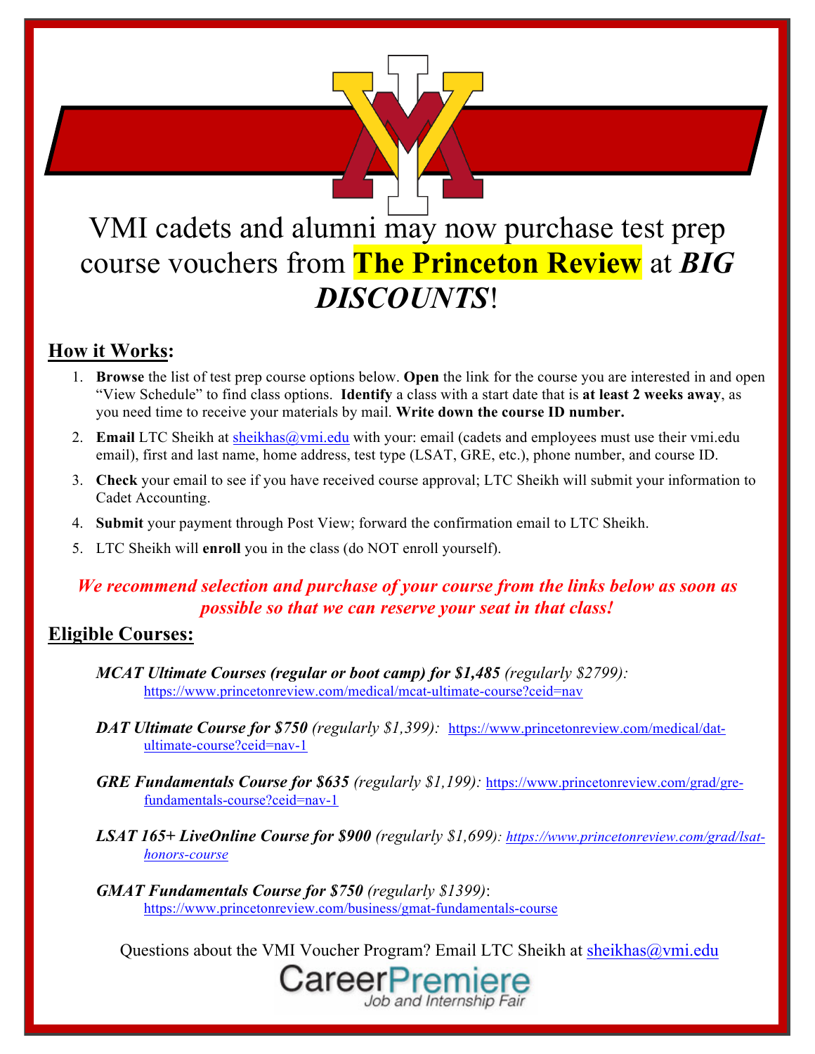# VMI cadets and alumni may now purchase test prep course vouchers from **The Princeton Review** at ***BIG DISCOUNTS***!

## How it Works:

1. **Browse** the list of test prep course options below. **Open** the link for the course you are interested in and open "View Schedule" to find class options. **Identify** a class with a start date that is **at least 2 weeks away**, as you need time to receive your materials by mail. **Write down the course ID number.**
2. **Email** LTC Sheikh at sheikhas@vmi.edu with your: email (cadets and employees must use their vmi.edu email), first and last name, home address, test type (LSAT, GRE, etc.), phone number, and course ID.
3. **Check** your email to see if you have received course approval; LTC Sheikh will submit your information to Cadet Accounting.
4. **Submit** your payment through Post View; forward the confirmation email to LTC Sheikh.
5. LTC Sheikh will **enroll** you in the class (do NOT enroll yourself).

***We recommend selection and purchase of your course from the links below as soon as possible so that we can reserve your seat in that class!***

## Eligible Courses:

***MCAT Ultimate Courses (regular or boot camp) for $1,485*** *(regularly $2799):* https://www.princetonreview.com/medical/mcat-ultimate-course?ceid=nav

***DAT Ultimate Course for $750*** *(regularly $1,399):* https://www.princetonreview.com/medical/dat-ultimate-course?ceid=nav-1

***GRE Fundamentals Course for $635*** *(regularly $1,199):* https://www.princetonreview.com/grad/gre-fundamentals-course?ceid=nav-1

***LSAT 165+ LiveOnline Course for $900*** *(regularly $1,699):* https://www.princetonreview.com/grad/lsat-honors-course

***GMAT Fundamentals Course for $750*** *(regularly $1399)*: https://www.princetonreview.com/business/gmat-fundamentals-course

Questions about the VMI Voucher Program? Email LTC Sheikh at sheikhas@vmi.edu

CareerPremiere
Job and Internship Fair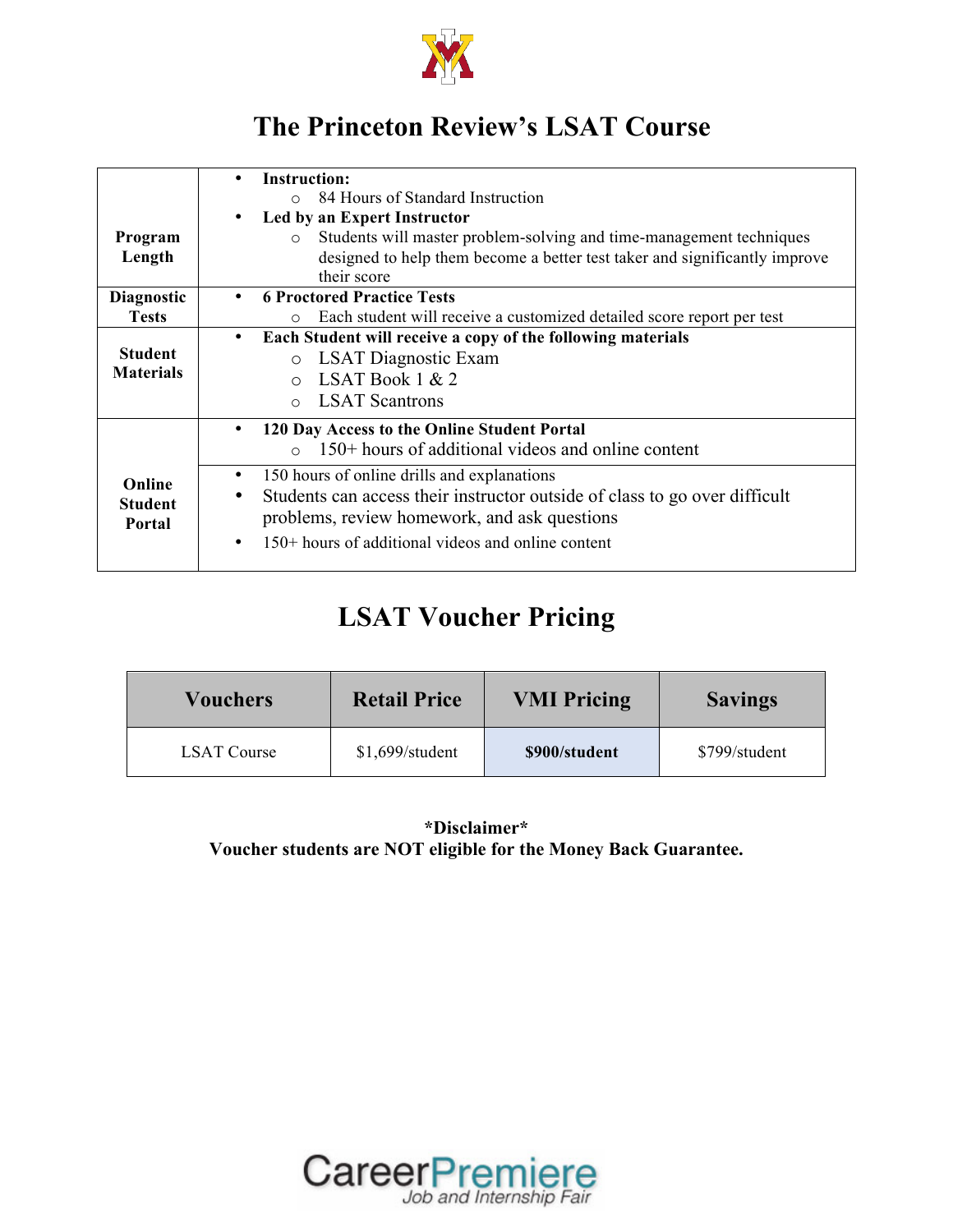# The Princeton Review's LSAT Course

| | |
|---|---|
| **Program Length** | • **Instruction:**<br>  ○ 84 Hours of Standard Instruction<br>• **Led by an Expert Instructor**<br>  ○ Students will master problem-solving and time-management techniques designed to help them become a better test taker and significantly improve their score |
| **Diagnostic Tests** | • **6 Proctored Practice Tests**<br>  ○ Each student will receive a customized detailed score report per test |
| **Student Materials** | • **Each Student will receive a copy of the following materials**<br>  ○ LSAT Diagnostic Exam<br>  ○ LSAT Book 1 & 2<br>  ○ LSAT Scantrons |
| **Online Student Portal** | • **120 Day Access to the Online Student Portal**<br>  ○ 150+ hours of additional videos and online content |
| | • 150 hours of online drills and explanations<br>• Students can access their instructor outside of class to go over difficult problems, review homework, and ask questions<br>• 150+ hours of additional videos and online content |

## LSAT Voucher Pricing

| Vouchers | Retail Price | VMI Pricing | Savings |
|---|---|---|---|
| LSAT Course | $1,699/student | **$900/student** | $799/student |

**\*Disclaimer\***
**Voucher students are NOT eligible for the Money Back Guarantee.**

CareerPremiere
Job and Internship Fair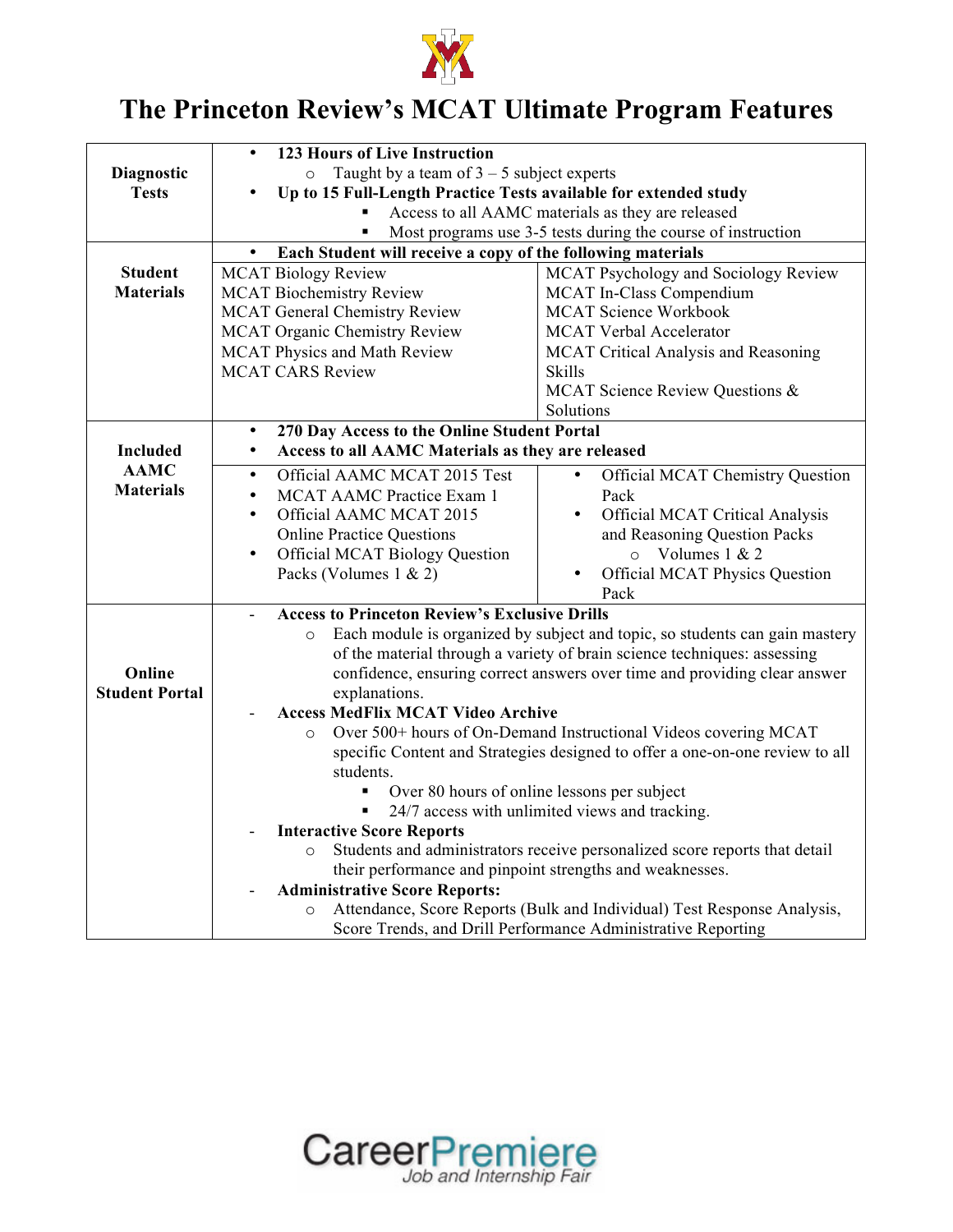# The Princeton Review's MCAT Ultimate Program Features

| | | |
|---|---|---|
| **Diagnostic Tests** | • **123 Hours of Live Instruction**<br>○ Taught by a team of 3 – 5 subject experts<br>• **Up to 15 Full-Length Practice Tests available for extended study**<br>▪ Access to all AAMC materials as they are released<br>▪ Most programs use 3-5 tests during the course of instruction | |
| **Student Materials** | • **Each Student will receive a copy of the following materials**<br>MCAT Biology Review<br>MCAT Biochemistry Review<br>MCAT General Chemistry Review<br>MCAT Organic Chemistry Review<br>MCAT Physics and Math Review<br>MCAT CARS Review | MCAT Psychology and Sociology Review<br>MCAT In-Class Compendium<br>MCAT Science Workbook<br>MCAT Verbal Accelerator<br>MCAT Critical Analysis and Reasoning Skills<br>MCAT Science Review Questions & Solutions |
| **Included AAMC Materials** | • **270 Day Access to the Online Student Portal**<br>• **Access to all AAMC Materials as they are released**<br>• Official AAMC MCAT 2015 Test<br>• MCAT AAMC Practice Exam 1<br>• Official AAMC MCAT 2015 Online Practice Questions<br>• Official MCAT Biology Question Packs (Volumes 1 & 2) | • Official MCAT Chemistry Question Pack<br>• Official MCAT Critical Analysis and Reasoning Question Packs<br>○ Volumes 1 & 2<br>• Official MCAT Physics Question Pack |
| **Online Student Portal** | - **Access to Princeton Review's Exclusive Drills**<br>○ Each module is organized by subject and topic, so students can gain mastery of the material through a variety of brain science techniques: assessing confidence, ensuring correct answers over time and providing clear answer explanations.<br>- **Access MedFlix MCAT Video Archive**<br>○ Over 500+ hours of On-Demand Instructional Videos covering MCAT specific Content and Strategies designed to offer a one-on-one review to all students.<br>▪ Over 80 hours of online lessons per subject<br>▪ 24/7 access with unlimited views and tracking.<br>- **Interactive Score Reports**<br>○ Students and administrators receive personalized score reports that detail their performance and pinpoint strengths and weaknesses.<br>- **Administrative Score Reports:**<br>○ Attendance, Score Reports (Bulk and Individual) Test Response Analysis, Score Trends, and Drill Performance Administrative Reporting | |

CareerPremiere
Job and Internship Fair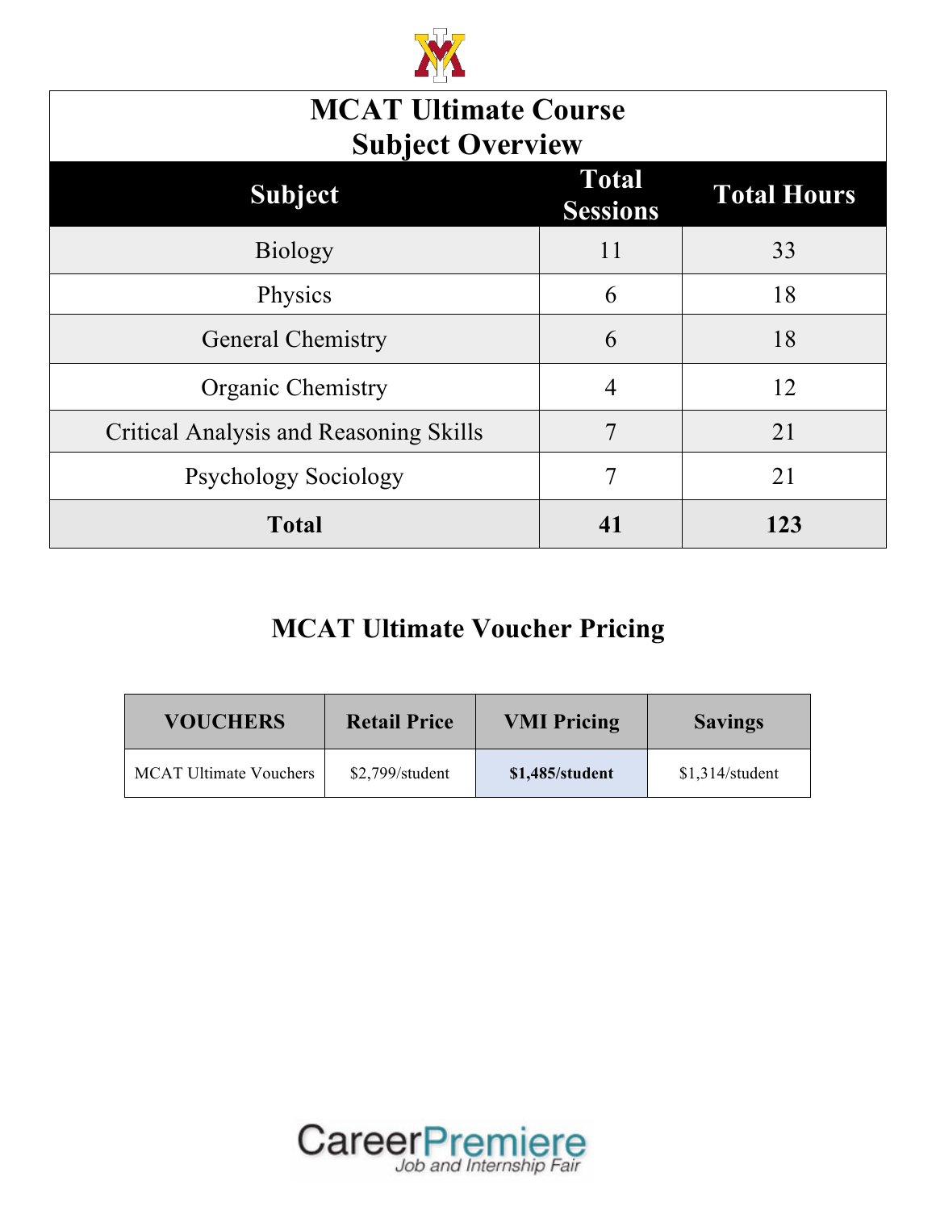## MCAT Ultimate Course
## Subject Overview

| Subject | Total Sessions | Total Hours |
| --- | --- | --- |
| Biology | 11 | 33 |
| Physics | 6 | 18 |
| General Chemistry | 6 | 18 |
| Organic Chemistry | 4 | 12 |
| Critical Analysis and Reasoning Skills | 7 | 21 |
| Psychology Sociology | 7 | 21 |
| **Total** | **41** | **123** |

## MCAT Ultimate Voucher Pricing

| VOUCHERS | Retail Price | VMI Pricing | Savings |
| --- | --- | --- | --- |
| MCAT Ultimate Vouchers | $2,799/student | **$1,485/student** | $1,314/student |

CareerPremiere
*Job and Internship Fair*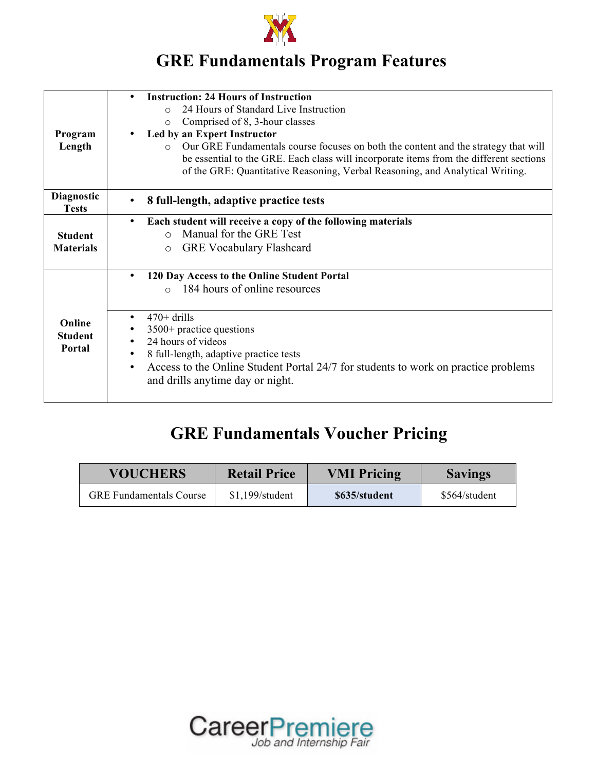# GRE Fundamentals Program Features

| | |
|---|---|
| **Program Length** | • **Instruction: 24 Hours of Instruction**<br>  ○ 24 Hours of Standard Live Instruction<br>  ○ Comprised of 8, 3-hour classes<br>• **Led by an Expert Instructor**<br>  ○ Our GRE Fundamentals course focuses on both the content and the strategy that will be essential to the GRE. Each class will incorporate items from the different sections of the GRE: Quantitative Reasoning, Verbal Reasoning, and Analytical Writing. |
| **Diagnostic Tests** | • **8 full-length, adaptive practice tests** |
| **Student Materials** | • **Each student will receive a copy of the following materials**<br>  ○ Manual for the GRE Test<br>  ○ GRE Vocabulary Flashcard |
| **Online Student Portal** | • **120 Day Access to the Online Student Portal**<br>  ○ 184 hours of online resources |
| | • 470+ drills<br>• 3500+ practice questions<br>• 24 hours of videos<br>• 8 full-length, adaptive practice tests<br>• Access to the Online Student Portal 24/7 for students to work on practice problems and drills anytime day or night. |

# GRE Fundamentals Voucher Pricing

| VOUCHERS | Retail Price | VMI Pricing | Savings |
|---|---|---|---|
| GRE Fundamentals Course | $1,199/student | **$635/student** | $564/student |

CareerPremiere Job and Internship Fair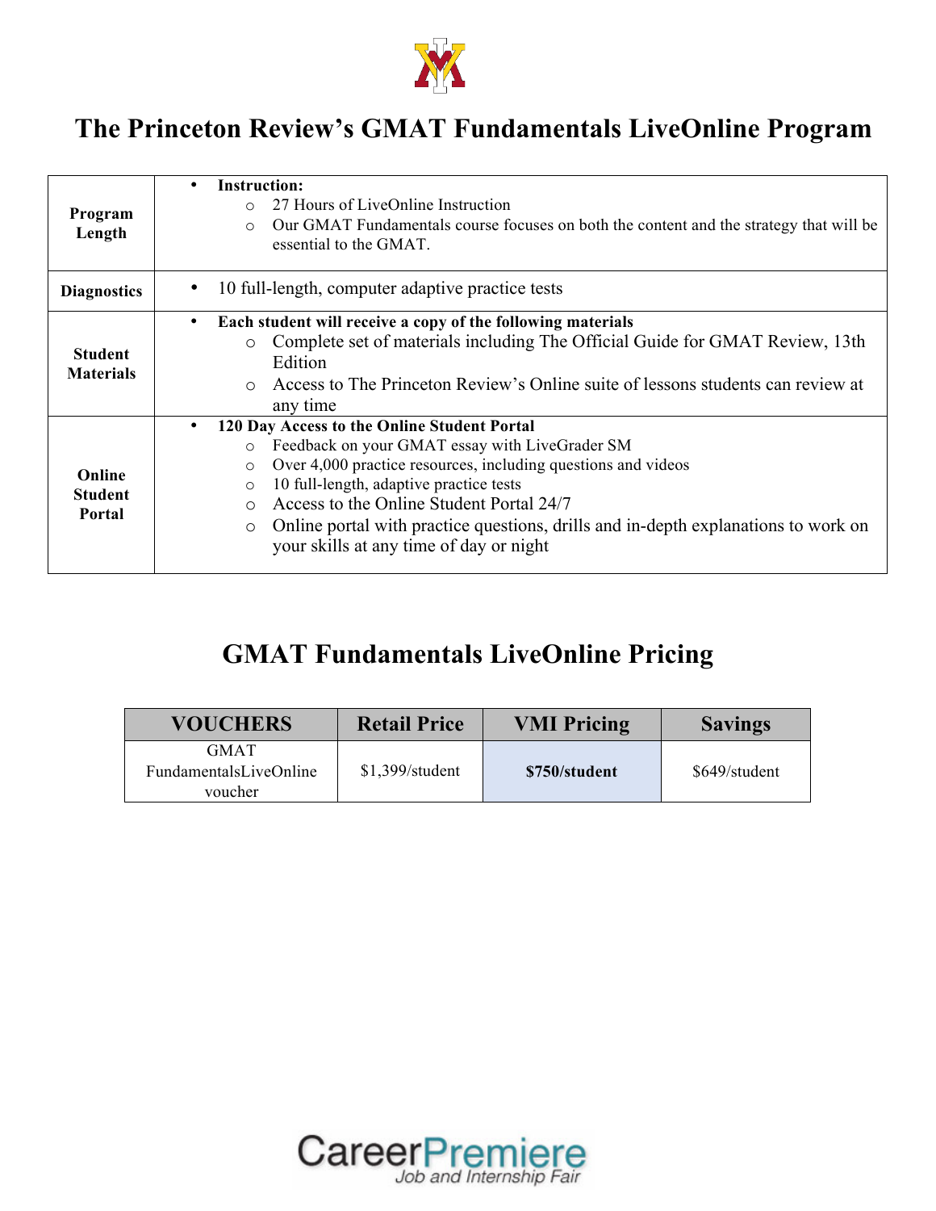# The Princeton Review's GMAT Fundamentals LiveOnline Program

| | |
|---|---|
| **Program Length** | • **Instruction:**<br>  ○ 27 Hours of LiveOnline Instruction<br>  ○ Our GMAT Fundamentals course focuses on both the content and the strategy that will be essential to the GMAT. |
| **Diagnostics** | • 10 full-length, computer adaptive practice tests |
| **Student Materials** | • **Each student will receive a copy of the following materials**<br>  ○ Complete set of materials including The Official Guide for GMAT Review, 13th Edition<br>  ○ Access to The Princeton Review's Online suite of lessons students can review at any time |
| **Online Student Portal** | • **120 Day Access to the Online Student Portal**<br>  ○ Feedback on your GMAT essay with LiveGrader SM<br>  ○ Over 4,000 practice resources, including questions and videos<br>  ○ 10 full-length, adaptive practice tests<br>  ○ Access to the Online Student Portal 24/7<br>  ○ Online portal with practice questions, drills and in-depth explanations to work on your skills at any time of day or night |

## GMAT Fundamentals LiveOnline Pricing

| VOUCHERS | Retail Price | VMI Pricing | Savings |
|---|---|---|---|
| GMAT FundamentalsLiveOnline voucher | $1,399/student | **$750/student** | $649/student |

CareerPremiere
*Job and Internship Fair*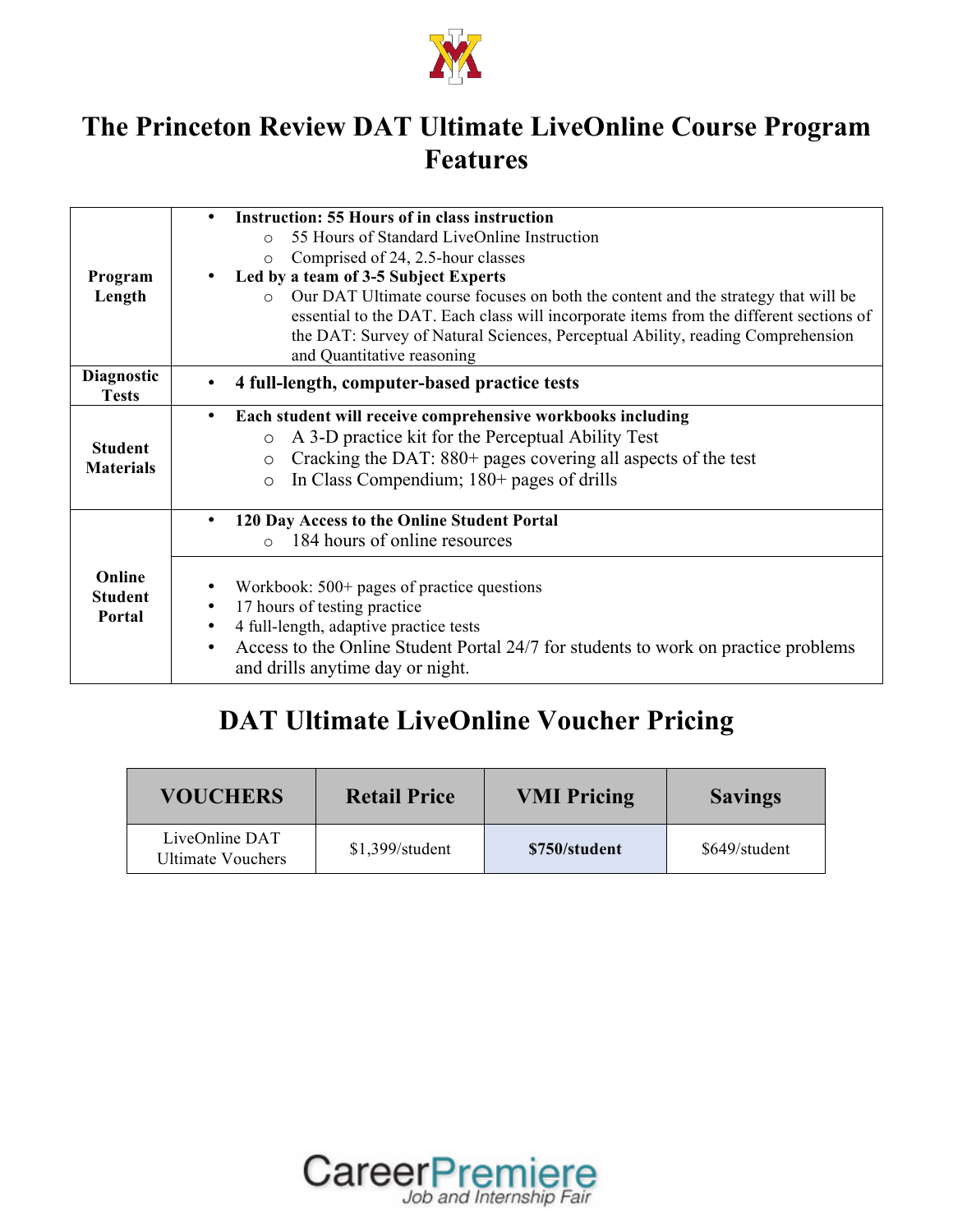# The Princeton Review DAT Ultimate LiveOnline Course Program Features

| | |
|---|---|
| **Program Length** | • **Instruction: 55 Hours of in class instruction**<br>  ○ 55 Hours of Standard LiveOnline Instruction<br>  ○ Comprised of 24, 2.5-hour classes<br>• **Led by a team of 3-5 Subject Experts**<br>  ○ Our DAT Ultimate course focuses on both the content and the strategy that will be essential to the DAT. Each class will incorporate items from the different sections of the DAT: Survey of Natural Sciences, Perceptual Ability, reading Comprehension and Quantitative reasoning |
| **Diagnostic Tests** | • **4 full-length, computer-based practice tests** |
| **Student Materials** | • **Each student will receive comprehensive workbooks including**<br>  ○ A 3-D practice kit for the Perceptual Ability Test<br>  ○ Cracking the DAT: 880+ pages covering all aspects of the test<br>  ○ In Class Compendium; 180+ pages of drills |
| **Online Student Portal** | • **120 Day Access to the Online Student Portal**<br>  ○ 184 hours of online resources |
| | • Workbook: 500+ pages of practice questions<br>• 17 hours of testing practice<br>• 4 full-length, adaptive practice tests<br>• Access to the Online Student Portal 24/7 for students to work on practice problems and drills anytime day or night. |

## DAT Ultimate LiveOnline Voucher Pricing

| VOUCHERS | Retail Price | VMI Pricing | Savings |
|---|---|---|---|
| LiveOnline DAT Ultimate Vouchers | $1,399/student | **$750/student** | $649/student |

CareerPremiere Job and Internship Fair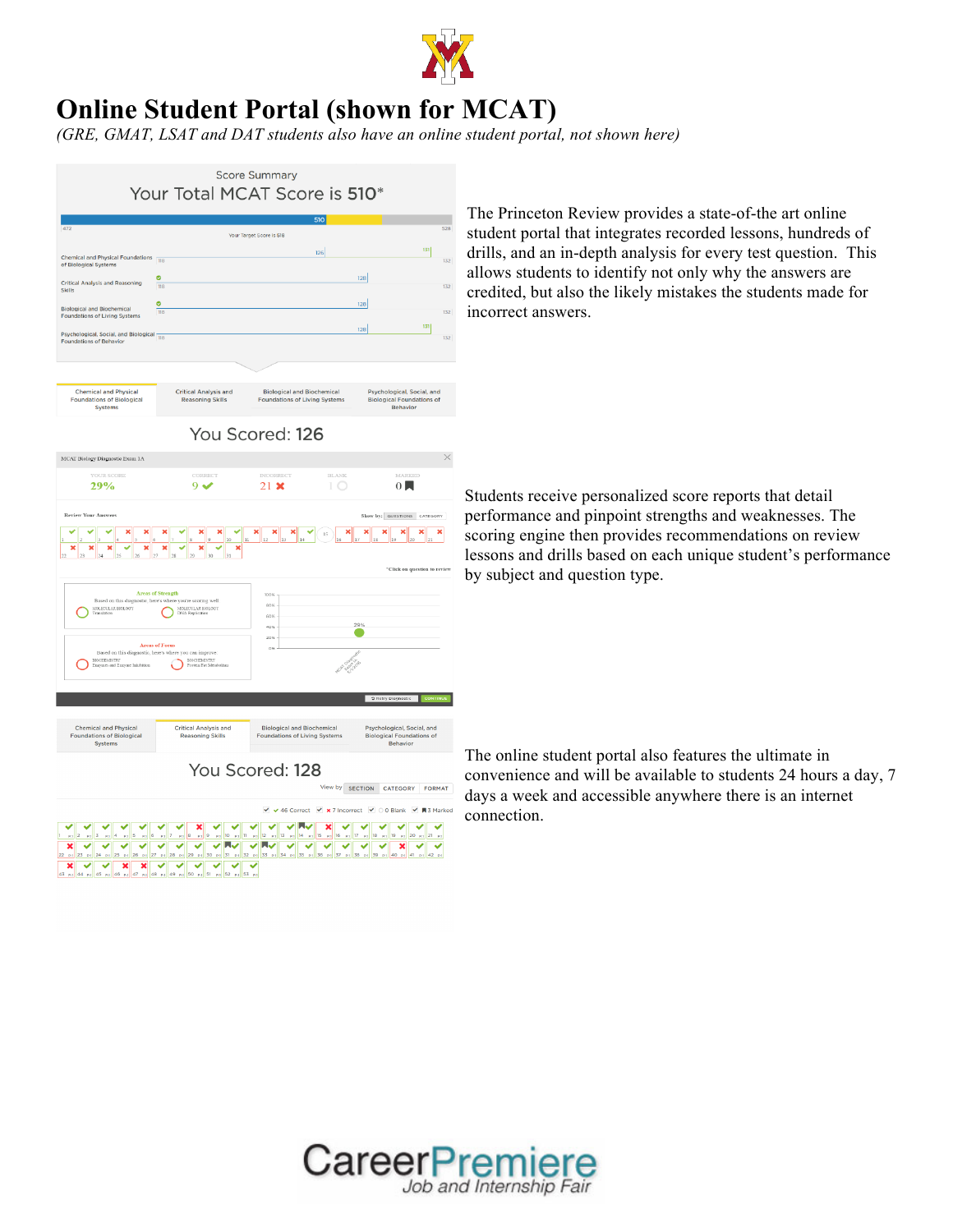# Online Student Portal (shown for MCAT)

*(GRE, GMAT, LSAT and DAT students also have an online student portal, not shown here)*

The Princeton Review provides a state-of-the art online student portal that integrates recorded lessons, hundreds of drills, and an in-depth analysis for every test question. This allows students to identify not only why the answers are credited, but also the likely mistakes the students made for incorrect answers.

Students receive personalized score reports that detail performance and pinpoint strengths and weaknesses. The scoring engine then provides recommendations on review lessons and drills based on each unique student's performance by subject and question type.

The online student portal also features the ultimate in convenience and will be available to students 24 hours a day, 7 days a week and accessible anywhere there is an internet connection.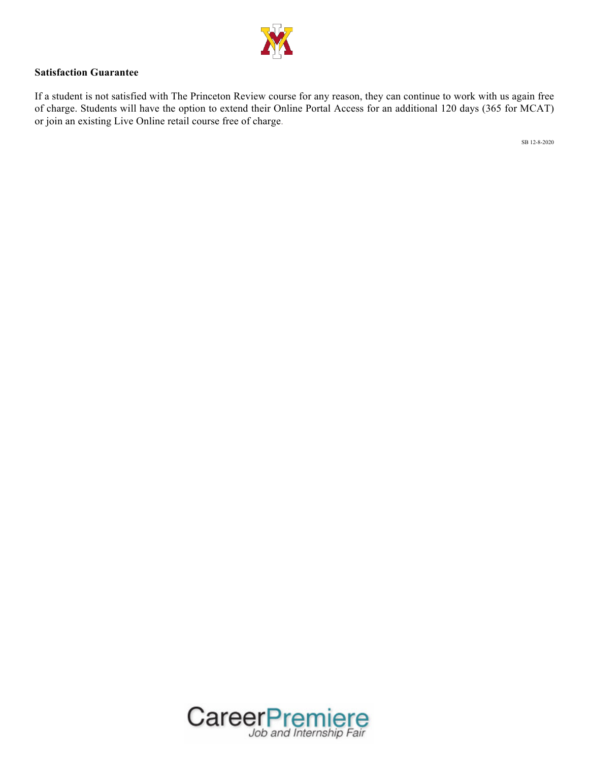**Satisfaction Guarantee**

If a student is not satisfied with The Princeton Review course for any reason, they can continue to work with us again free of charge. Students will have the option to extend their Online Portal Access for an additional 120 days (365 for MCAT) or join an existing Live Online retail course free of charge.

SB 12-8-2020